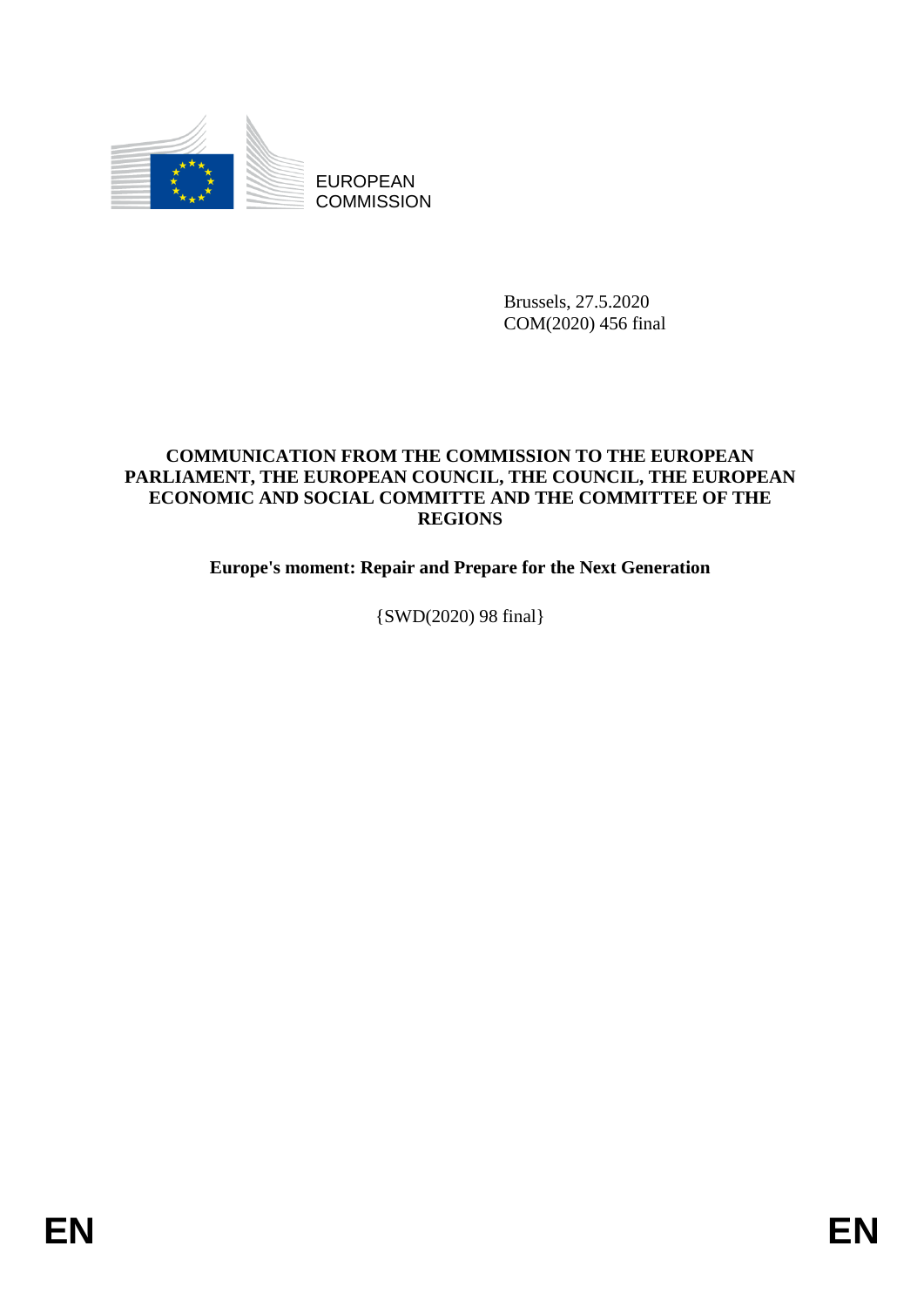EUROPEAN
COMMISSION

Brussels, 27.5.2020
COM(2020) 456 final

**COMMUNICATION FROM THE COMMISSION TO THE EUROPEAN PARLIAMENT, THE EUROPEAN COUNCIL, THE COUNCIL, THE EUROPEAN ECONOMIC AND SOCIAL COMMITTE AND THE COMMITTEE OF THE REGIONS**

**Europe's moment: Repair and Prepare for the Next Generation**

{SWD(2020) 98 final}

EN EN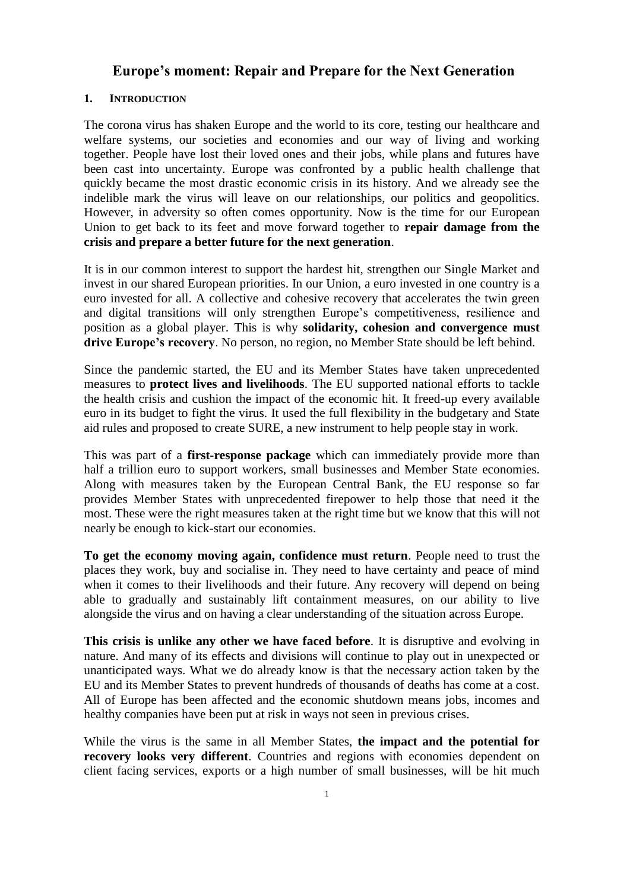# Europe's moment: Repair and Prepare for the Next Generation

## 1. Introduction

The corona virus has shaken Europe and the world to its core, testing our healthcare and welfare systems, our societies and economies and our way of living and working together. People have lost their loved ones and their jobs, while plans and futures have been cast into uncertainty. Europe was confronted by a public health challenge that quickly became the most drastic economic crisis in its history. And we already see the indelible mark the virus will leave on our relationships, our politics and geopolitics. However, in adversity so often comes opportunity. Now is the time for our European Union to get back to its feet and move forward together to **repair damage from the crisis and prepare a better future for the next generation**.

It is in our common interest to support the hardest hit, strengthen our Single Market and invest in our shared European priorities. In our Union, a euro invested in one country is a euro invested for all. A collective and cohesive recovery that accelerates the twin green and digital transitions will only strengthen Europe's competitiveness, resilience and position as a global player. This is why **solidarity, cohesion and convergence must drive Europe's recovery**. No person, no region, no Member State should be left behind.

Since the pandemic started, the EU and its Member States have taken unprecedented measures to **protect lives and livelihoods**. The EU supported national efforts to tackle the health crisis and cushion the impact of the economic hit. It freed-up every available euro in its budget to fight the virus. It used the full flexibility in the budgetary and State aid rules and proposed to create SURE, a new instrument to help people stay in work.

This was part of a **first-response package** which can immediately provide more than half a trillion euro to support workers, small businesses and Member State economies. Along with measures taken by the European Central Bank, the EU response so far provides Member States with unprecedented firepower to help those that need it the most. These were the right measures taken at the right time but we know that this will not nearly be enough to kick-start our economies.

**To get the economy moving again, confidence must return**. People need to trust the places they work, buy and socialise in. They need to have certainty and peace of mind when it comes to their livelihoods and their future. Any recovery will depend on being able to gradually and sustainably lift containment measures, on our ability to live alongside the virus and on having a clear understanding of the situation across Europe.

**This crisis is unlike any other we have faced before**. It is disruptive and evolving in nature. And many of its effects and divisions will continue to play out in unexpected or unanticipated ways. What we do already know is that the necessary action taken by the EU and its Member States to prevent hundreds of thousands of deaths has come at a cost. All of Europe has been affected and the economic shutdown means jobs, incomes and healthy companies have been put at risk in ways not seen in previous crises.

While the virus is the same in all Member States, **the impact and the potential for recovery looks very different**. Countries and regions with economies dependent on client facing services, exports or a high number of small businesses, will be hit much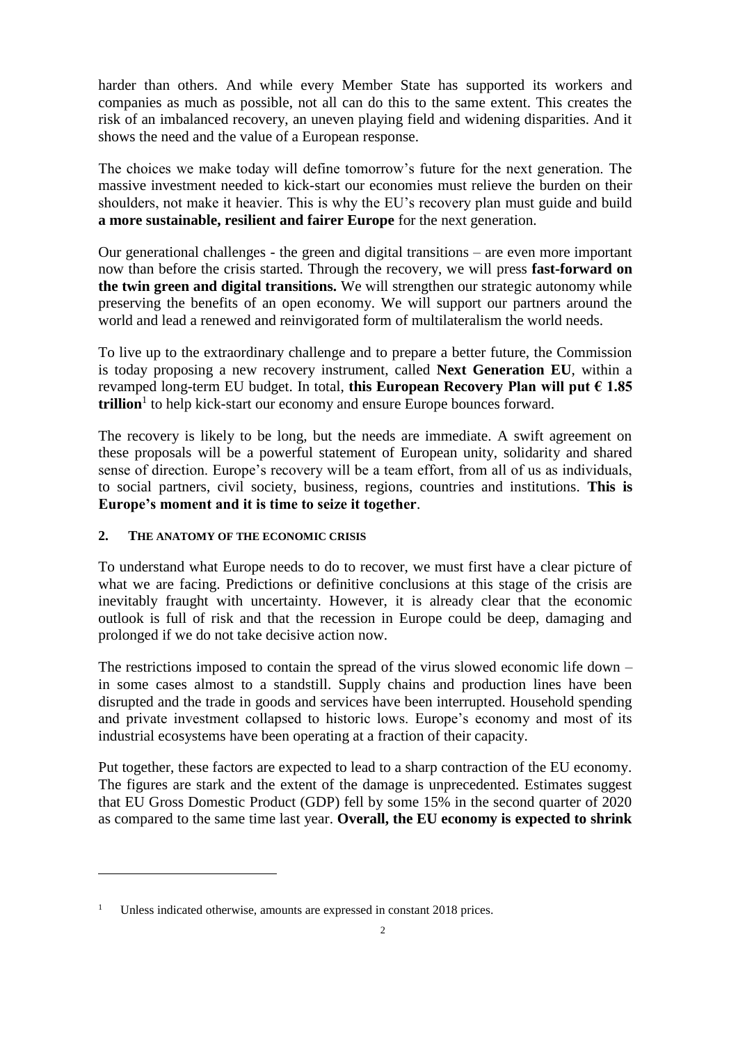harder than others. And while every Member State has supported its workers and companies as much as possible, not all can do this to the same extent. This creates the risk of an imbalanced recovery, an uneven playing field and widening disparities. And it shows the need and the value of a European response.

The choices we make today will define tomorrow's future for the next generation. The massive investment needed to kick-start our economies must relieve the burden on their shoulders, not make it heavier. This is why the EU's recovery plan must guide and build **a more sustainable, resilient and fairer Europe** for the next generation.

Our generational challenges - the green and digital transitions – are even more important now than before the crisis started. Through the recovery, we will press **fast-forward on the twin green and digital transitions.** We will strengthen our strategic autonomy while preserving the benefits of an open economy. We will support our partners around the world and lead a renewed and reinvigorated form of multilateralism the world needs.

To live up to the extraordinary challenge and to prepare a better future, the Commission is today proposing a new recovery instrument, called **Next Generation EU**, within a revamped long-term EU budget. In total, **this European Recovery Plan will put € 1.85 trillion**[1] to help kick-start our economy and ensure Europe bounces forward.

The recovery is likely to be long, but the needs are immediate. A swift agreement on these proposals will be a powerful statement of European unity, solidarity and shared sense of direction. Europe's recovery will be a team effort, from all of us as individuals, to social partners, civil society, business, regions, countries and institutions. **This is Europe's moment and it is time to seize it together**.

## 2. THE ANATOMY OF THE ECONOMIC CRISIS

To understand what Europe needs to do to recover, we must first have a clear picture of what we are facing. Predictions or definitive conclusions at this stage of the crisis are inevitably fraught with uncertainty. However, it is already clear that the economic outlook is full of risk and that the recession in Europe could be deep, damaging and prolonged if we do not take decisive action now.

The restrictions imposed to contain the spread of the virus slowed economic life down – in some cases almost to a standstill. Supply chains and production lines have been disrupted and the trade in goods and services have been interrupted. Household spending and private investment collapsed to historic lows. Europe's economy and most of its industrial ecosystems have been operating at a fraction of their capacity.

Put together, these factors are expected to lead to a sharp contraction of the EU economy. The figures are stark and the extent of the damage is unprecedented. Estimates suggest that EU Gross Domestic Product (GDP) fell by some 15% in the second quarter of 2020 as compared to the same time last year. **Overall, the EU economy is expected to shrink**

[1] Unless indicated otherwise, amounts are expressed in constant 2018 prices.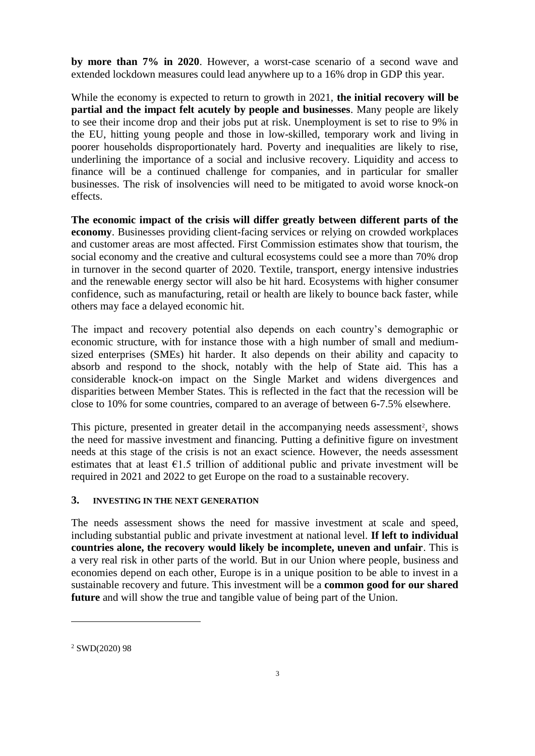**by more than 7% in 2020**. However, a worst-case scenario of a second wave and extended lockdown measures could lead anywhere up to a 16% drop in GDP this year.

While the economy is expected to return to growth in 2021, **the initial recovery will be partial and the impact felt acutely by people and businesses**. Many people are likely to see their income drop and their jobs put at risk. Unemployment is set to rise to 9% in the EU, hitting young people and those in low-skilled, temporary work and living in poorer households disproportionately hard. Poverty and inequalities are likely to rise, underlining the importance of a social and inclusive recovery. Liquidity and access to finance will be a continued challenge for companies, and in particular for smaller businesses. The risk of insolvencies will need to be mitigated to avoid worse knock-on effects.

**The economic impact of the crisis will differ greatly between different parts of the economy**. Businesses providing client-facing services or relying on crowded workplaces and customer areas are most affected. First Commission estimates show that tourism, the social economy and the creative and cultural ecosystems could see a more than 70% drop in turnover in the second quarter of 2020. Textile, transport, energy intensive industries and the renewable energy sector will also be hit hard. Ecosystems with higher consumer confidence, such as manufacturing, retail or health are likely to bounce back faster, while others may face a delayed economic hit.

The impact and recovery potential also depends on each country's demographic or economic structure, with for instance those with a high number of small and medium-sized enterprises (SMEs) hit harder. It also depends on their ability and capacity to absorb and respond to the shock, notably with the help of State aid. This has a considerable knock-on impact on the Single Market and widens divergences and disparities between Member States. This is reflected in the fact that the recession will be close to 10% for some countries, compared to an average of between 6-7.5% elsewhere.

This picture, presented in greater detail in the accompanying needs assessment[2], shows the need for massive investment and financing. Putting a definitive figure on investment needs at this stage of the crisis is not an exact science. However, the needs assessment estimates that at least €1.5 trillion of additional public and private investment will be required in 2021 and 2022 to get Europe on the road to a sustainable recovery.

## 3. INVESTING IN THE NEXT GENERATION

The needs assessment shows the need for massive investment at scale and speed, including substantial public and private investment at national level. **If left to individual countries alone, the recovery would likely be incomplete, uneven and unfair**. This is a very real risk in other parts of the world. But in our Union where people, business and economies depend on each other, Europe is in a unique position to be able to invest in a sustainable recovery and future. This investment will be a **common good for our shared future** and will show the true and tangible value of being part of the Union.

[2] SWD(2020) 98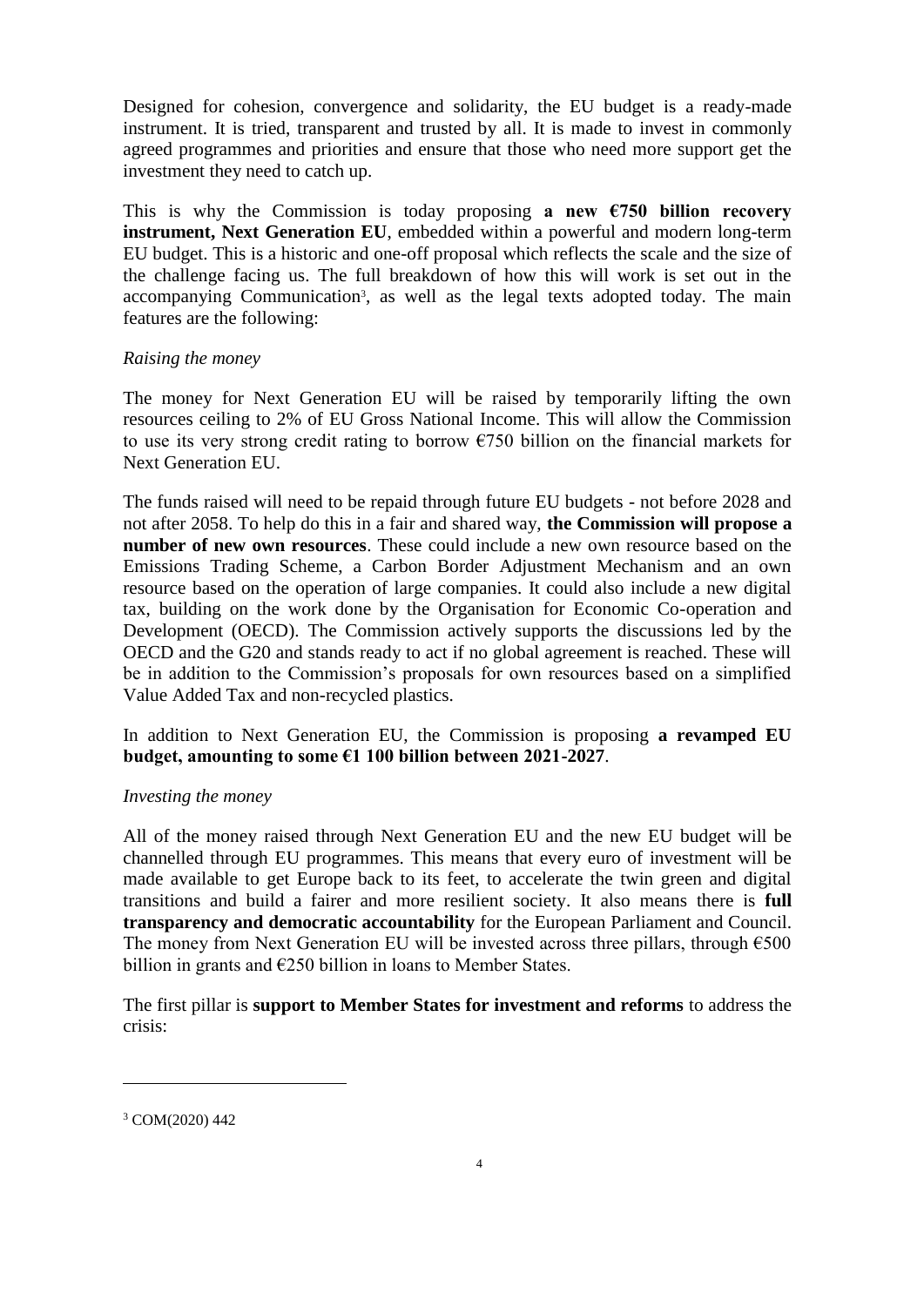Designed for cohesion, convergence and solidarity, the EU budget is a ready-made instrument. It is tried, transparent and trusted by all. It is made to invest in commonly agreed programmes and priorities and ensure that those who need more support get the investment they need to catch up.

This is why the Commission is today proposing **a new €750 billion recovery instrument, Next Generation EU**, embedded within a powerful and modern long-term EU budget. This is a historic and one-off proposal which reflects the scale and the size of the challenge facing us. The full breakdown of how this will work is set out in the accompanying Communication[3], as well as the legal texts adopted today. The main features are the following:

*Raising the money*

The money for Next Generation EU will be raised by temporarily lifting the own resources ceiling to 2% of EU Gross National Income. This will allow the Commission to use its very strong credit rating to borrow €750 billion on the financial markets for Next Generation EU.

The funds raised will need to be repaid through future EU budgets - not before 2028 and not after 2058. To help do this in a fair and shared way, **the Commission will propose a number of new own resources**. These could include a new own resource based on the Emissions Trading Scheme, a Carbon Border Adjustment Mechanism and an own resource based on the operation of large companies. It could also include a new digital tax, building on the work done by the Organisation for Economic Co-operation and Development (OECD). The Commission actively supports the discussions led by the OECD and the G20 and stands ready to act if no global agreement is reached. These will be in addition to the Commission's proposals for own resources based on a simplified Value Added Tax and non-recycled plastics.

In addition to Next Generation EU, the Commission is proposing **a revamped EU budget, amounting to some €1 100 billion between 2021-2027**.

*Investing the money*

All of the money raised through Next Generation EU and the new EU budget will be channelled through EU programmes. This means that every euro of investment will be made available to get Europe back to its feet, to accelerate the twin green and digital transitions and build a fairer and more resilient society. It also means there is **full transparency and democratic accountability** for the European Parliament and Council. The money from Next Generation EU will be invested across three pillars, through €500 billion in grants and €250 billion in loans to Member States.

The first pillar is **support to Member States for investment and reforms** to address the crisis:

---

[3] COM(2020) 442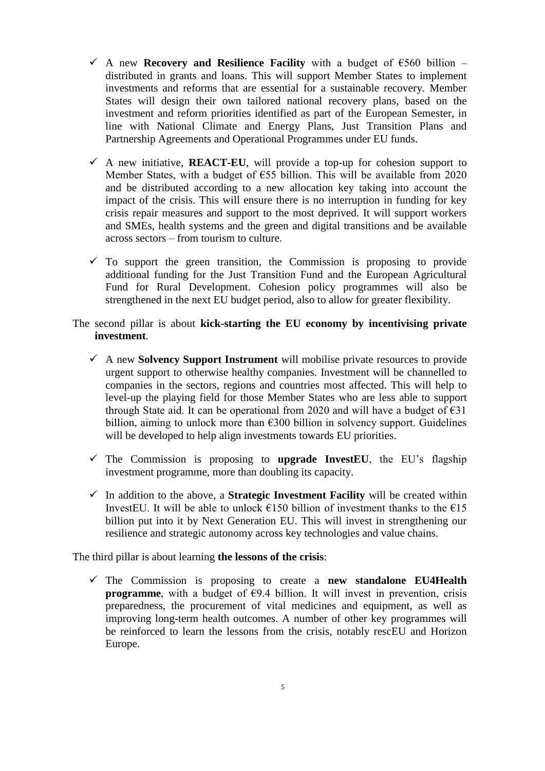- ✓ A new **Recovery and Resilience Facility** with a budget of €560 billion – distributed in grants and loans. This will support Member States to implement investments and reforms that are essential for a sustainable recovery. Member States will design their own tailored national recovery plans, based on the investment and reform priorities identified as part of the European Semester, in line with National Climate and Energy Plans, Just Transition Plans and Partnership Agreements and Operational Programmes under EU funds.

- ✓ A new initiative, **REACT-EU**, will provide a top-up for cohesion support to Member States, with a budget of €55 billion. This will be available from 2020 and be distributed according to a new allocation key taking into account the impact of the crisis. This will ensure there is no interruption in funding for key crisis repair measures and support to the most deprived. It will support workers and SMEs, health systems and the green and digital transitions and be available across sectors – from tourism to culture.

- ✓ To support the green transition, the Commission is proposing to provide additional funding for the Just Transition Fund and the European Agricultural Fund for Rural Development. Cohesion policy programmes will also be strengthened in the next EU budget period, also to allow for greater flexibility.

The second pillar is about **kick-starting the EU economy by incentivising private investment**.

- ✓ A new **Solvency Support Instrument** will mobilise private resources to provide urgent support to otherwise healthy companies. Investment will be channelled to companies in the sectors, regions and countries most affected. This will help to level-up the playing field for those Member States who are less able to support through State aid. It can be operational from 2020 and will have a budget of €31 billion, aiming to unlock more than €300 billion in solvency support. Guidelines will be developed to help align investments towards EU priorities.

- ✓ The Commission is proposing to **upgrade InvestEU**, the EU's flagship investment programme, more than doubling its capacity.

- ✓ In addition to the above, a **Strategic Investment Facility** will be created within InvestEU. It will be able to unlock €150 billion of investment thanks to the €15 billion put into it by Next Generation EU. This will invest in strengthening our resilience and strategic autonomy across key technologies and value chains.

The third pillar is about learning **the lessons of the crisis**:

- ✓ The Commission is proposing to create a **new standalone EU4Health programme**, with a budget of €9.4 billion. It will invest in prevention, crisis preparedness, the procurement of vital medicines and equipment, as well as improving long-term health outcomes. A number of other key programmes will be reinforced to learn the lessons from the crisis, notably rescEU and Horizon Europe.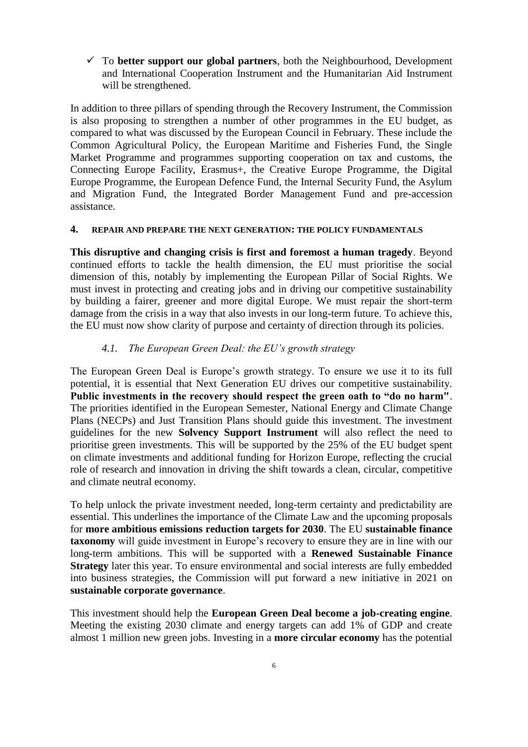- ✓ To **better support our global partners**, both the Neighbourhood, Development and International Cooperation Instrument and the Humanitarian Aid Instrument will be strengthened.

In addition to three pillars of spending through the Recovery Instrument, the Commission is also proposing to strengthen a number of other programmes in the EU budget, as compared to what was discussed by the European Council in February. These include the Common Agricultural Policy, the European Maritime and Fisheries Fund, the Single Market Programme and programmes supporting cooperation on tax and customs, the Connecting Europe Facility, Erasmus+, the Creative Europe Programme, the Digital Europe Programme, the European Defence Fund, the Internal Security Fund, the Asylum and Migration Fund, the Integrated Border Management Fund and pre-accession assistance.

## 4. REPAIR AND PREPARE THE NEXT GENERATION: THE POLICY FUNDAMENTALS

**This disruptive and changing crisis is first and foremost a human tragedy**. Beyond continued efforts to tackle the health dimension, the EU must prioritise the social dimension of this, notably by implementing the European Pillar of Social Rights. We must invest in protecting and creating jobs and in driving our competitive sustainability by building a fairer, greener and more digital Europe. We must repair the short-term damage from the crisis in a way that also invests in our long-term future. To achieve this, the EU must now show clarity of purpose and certainty of direction through its policies.

### *4.1. The European Green Deal: the EU's growth strategy*

The European Green Deal is Europe's growth strategy. To ensure we use it to its full potential, it is essential that Next Generation EU drives our competitive sustainability. **Public investments in the recovery should respect the green oath to "do no harm"**. The priorities identified in the European Semester, National Energy and Climate Change Plans (NECPs) and Just Transition Plans should guide this investment. The investment guidelines for the new **Solvency Support Instrument** will also reflect the need to prioritise green investments. This will be supported by the 25% of the EU budget spent on climate investments and additional funding for Horizon Europe, reflecting the crucial role of research and innovation in driving the shift towards a clean, circular, competitive and climate neutral economy.

To help unlock the private investment needed, long-term certainty and predictability are essential. This underlines the importance of the Climate Law and the upcoming proposals for **more ambitious emissions reduction targets for 2030**. The EU **sustainable finance taxonomy** will guide investment in Europe's recovery to ensure they are in line with our long-term ambitions. This will be supported with a **Renewed Sustainable Finance Strategy** later this year. To ensure environmental and social interests are fully embedded into business strategies, the Commission will put forward a new initiative in 2021 on **sustainable corporate governance**.

This investment should help the **European Green Deal become a job-creating engine**. Meeting the existing 2030 climate and energy targets can add 1% of GDP and create almost 1 million new green jobs. Investing in a **more circular economy** has the potential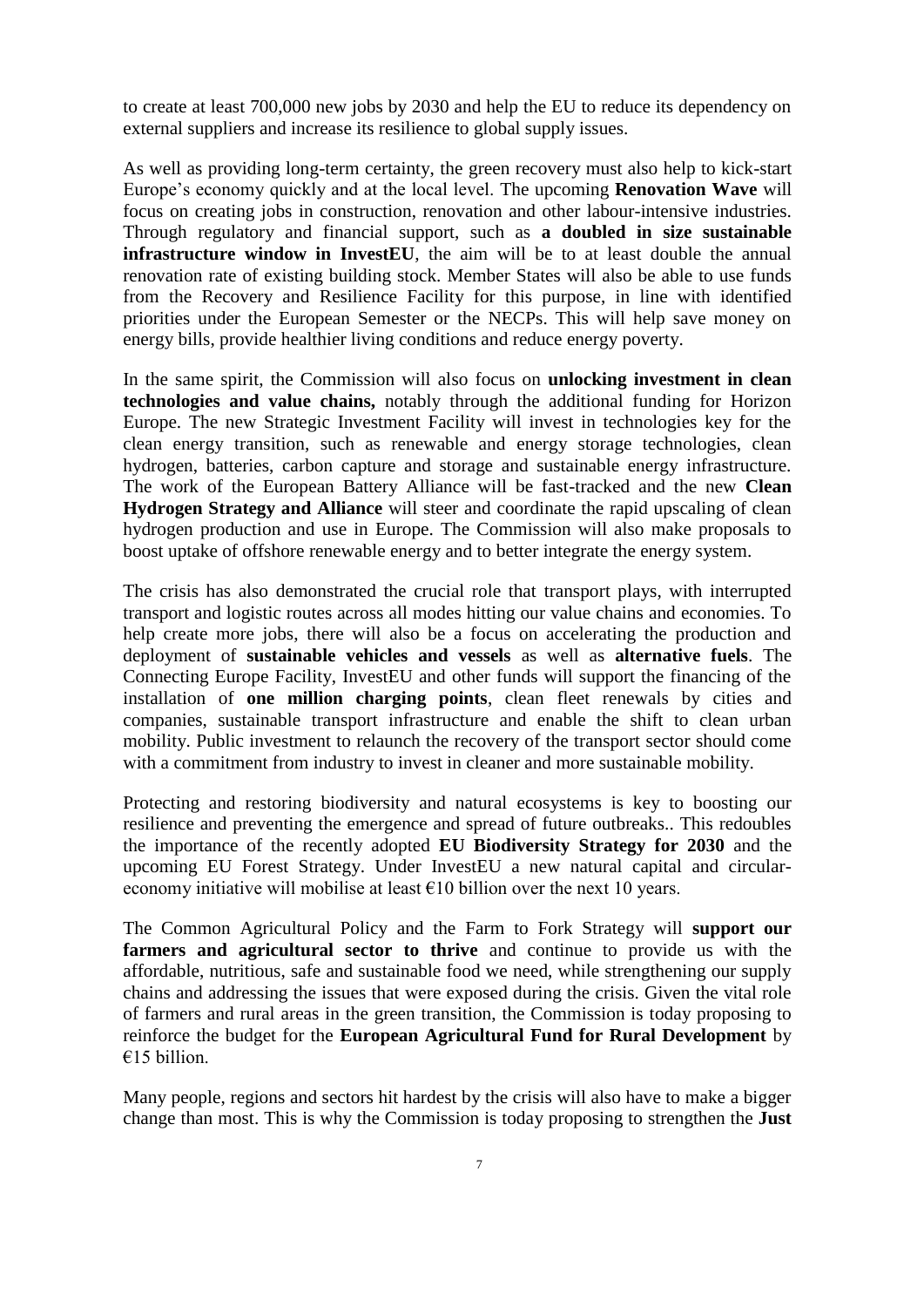to create at least 700,000 new jobs by 2030 and help the EU to reduce its dependency on external suppliers and increase its resilience to global supply issues.

As well as providing long-term certainty, the green recovery must also help to kick-start Europe's economy quickly and at the local level. The upcoming **Renovation Wave** will focus on creating jobs in construction, renovation and other labour-intensive industries. Through regulatory and financial support, such as **a doubled in size sustainable infrastructure window in InvestEU**, the aim will be to at least double the annual renovation rate of existing building stock. Member States will also be able to use funds from the Recovery and Resilience Facility for this purpose, in line with identified priorities under the European Semester or the NECPs. This will help save money on energy bills, provide healthier living conditions and reduce energy poverty.

In the same spirit, the Commission will also focus on **unlocking investment in clean technologies and value chains,** notably through the additional funding for Horizon Europe. The new Strategic Investment Facility will invest in technologies key for the clean energy transition, such as renewable and energy storage technologies, clean hydrogen, batteries, carbon capture and storage and sustainable energy infrastructure. The work of the European Battery Alliance will be fast-tracked and the new **Clean Hydrogen Strategy and Alliance** will steer and coordinate the rapid upscaling of clean hydrogen production and use in Europe. The Commission will also make proposals to boost uptake of offshore renewable energy and to better integrate the energy system.

The crisis has also demonstrated the crucial role that transport plays, with interrupted transport and logistic routes across all modes hitting our value chains and economies. To help create more jobs, there will also be a focus on accelerating the production and deployment of **sustainable vehicles and vessels** as well as **alternative fuels**. The Connecting Europe Facility, InvestEU and other funds will support the financing of the installation of **one million charging points**, clean fleet renewals by cities and companies, sustainable transport infrastructure and enable the shift to clean urban mobility. Public investment to relaunch the recovery of the transport sector should come with a commitment from industry to invest in cleaner and more sustainable mobility.

Protecting and restoring biodiversity and natural ecosystems is key to boosting our resilience and preventing the emergence and spread of future outbreaks.. This redoubles the importance of the recently adopted **EU Biodiversity Strategy for 2030** and the upcoming EU Forest Strategy. Under InvestEU a new natural capital and circular-economy initiative will mobilise at least €10 billion over the next 10 years.

The Common Agricultural Policy and the Farm to Fork Strategy will **support our farmers and agricultural sector to thrive** and continue to provide us with the affordable, nutritious, safe and sustainable food we need, while strengthening our supply chains and addressing the issues that were exposed during the crisis. Given the vital role of farmers and rural areas in the green transition, the Commission is today proposing to reinforce the budget for the **European Agricultural Fund for Rural Development** by €15 billion.

Many people, regions and sectors hit hardest by the crisis will also have to make a bigger change than most. This is why the Commission is today proposing to strengthen the **Just**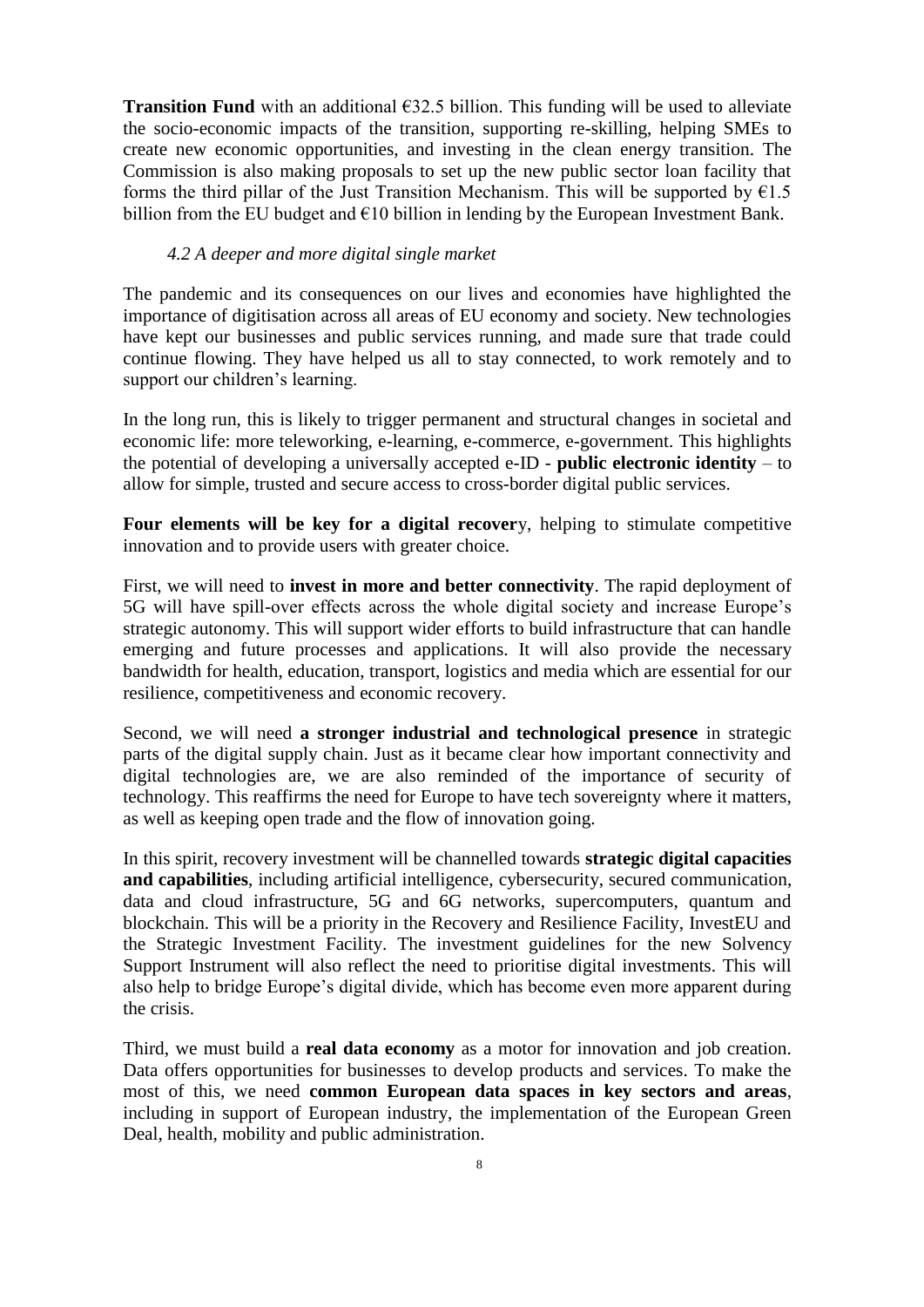**Transition Fund** with an additional €32.5 billion. This funding will be used to alleviate the socio-economic impacts of the transition, supporting re-skilling, helping SMEs to create new economic opportunities, and investing in the clean energy transition. The Commission is also making proposals to set up the new public sector loan facility that forms the third pillar of the Just Transition Mechanism. This will be supported by €1.5 billion from the EU budget and €10 billion in lending by the European Investment Bank.

### *4.2 A deeper and more digital single market*

The pandemic and its consequences on our lives and economies have highlighted the importance of digitisation across all areas of EU economy and society. New technologies have kept our businesses and public services running, and made sure that trade could continue flowing. They have helped us all to stay connected, to work remotely and to support our children's learning.

In the long run, this is likely to trigger permanent and structural changes in societal and economic life: more teleworking, e-learning, e-commerce, e-government. This highlights the potential of developing a universally accepted e-ID - **public electronic identity** – to allow for simple, trusted and secure access to cross-border digital public services.

**Four elements will be key for a digital recover**y, helping to stimulate competitive innovation and to provide users with greater choice.

First, we will need to **invest in more and better connectivity**. The rapid deployment of 5G will have spill-over effects across the whole digital society and increase Europe's strategic autonomy. This will support wider efforts to build infrastructure that can handle emerging and future processes and applications. It will also provide the necessary bandwidth for health, education, transport, logistics and media which are essential for our resilience, competitiveness and economic recovery.

Second, we will need **a stronger industrial and technological presence** in strategic parts of the digital supply chain. Just as it became clear how important connectivity and digital technologies are, we are also reminded of the importance of security of technology. This reaffirms the need for Europe to have tech sovereignty where it matters, as well as keeping open trade and the flow of innovation going.

In this spirit, recovery investment will be channelled towards **strategic digital capacities and capabilities**, including artificial intelligence, cybersecurity, secured communication, data and cloud infrastructure, 5G and 6G networks, supercomputers, quantum and blockchain. This will be a priority in the Recovery and Resilience Facility, InvestEU and the Strategic Investment Facility. The investment guidelines for the new Solvency Support Instrument will also reflect the need to prioritise digital investments. This will also help to bridge Europe's digital divide, which has become even more apparent during the crisis.

Third, we must build a **real data economy** as a motor for innovation and job creation. Data offers opportunities for businesses to develop products and services. To make the most of this, we need **common European data spaces in key sectors and areas**, including in support of European industry, the implementation of the European Green Deal, health, mobility and public administration.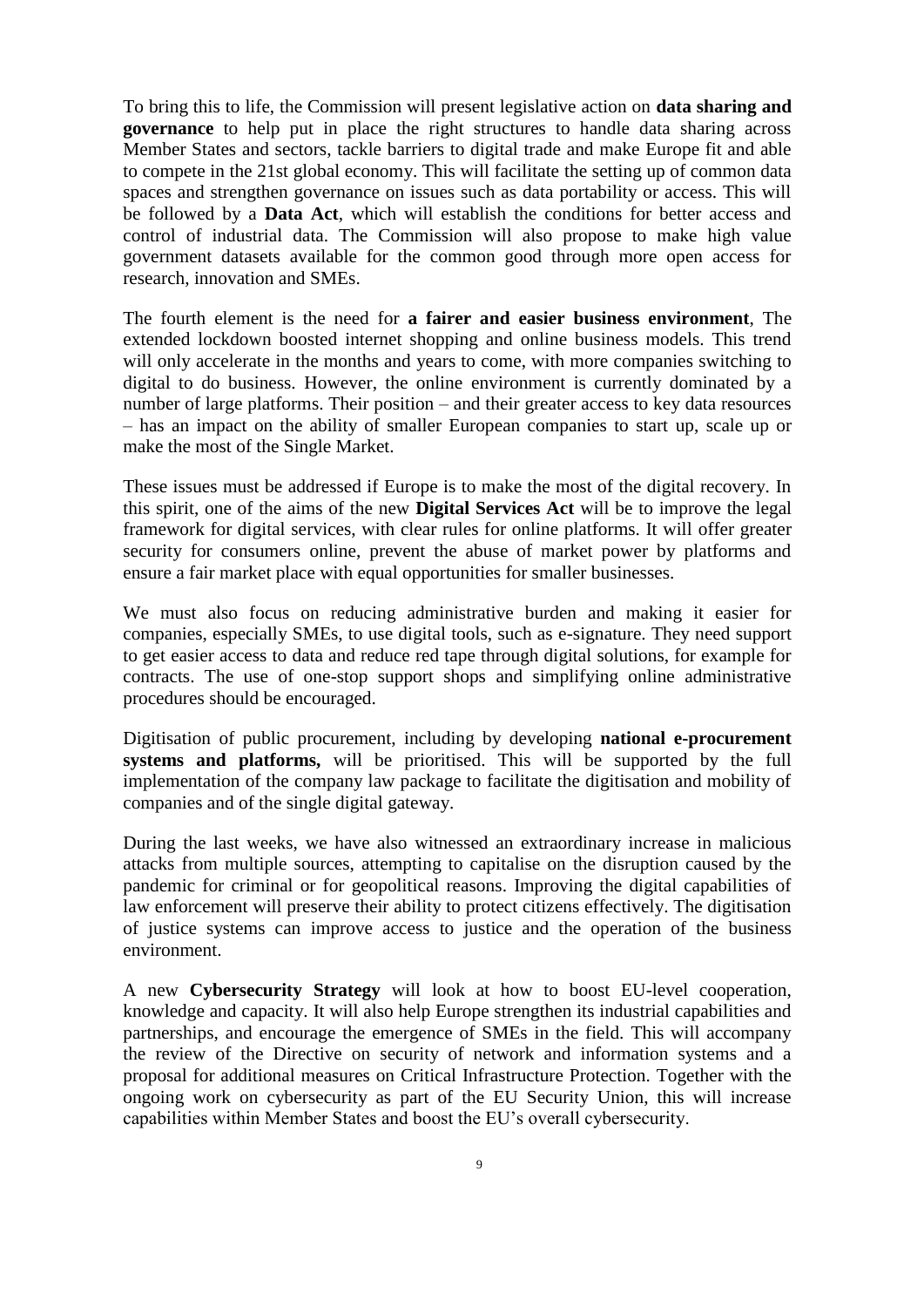To bring this to life, the Commission will present legislative action on **data sharing and governance** to help put in place the right structures to handle data sharing across Member States and sectors, tackle barriers to digital trade and make Europe fit and able to compete in the 21st global economy. This will facilitate the setting up of common data spaces and strengthen governance on issues such as data portability or access. This will be followed by a **Data Act**, which will establish the conditions for better access and control of industrial data. The Commission will also propose to make high value government datasets available for the common good through more open access for research, innovation and SMEs.

The fourth element is the need for **a fairer and easier business environment**, The extended lockdown boosted internet shopping and online business models. This trend will only accelerate in the months and years to come, with more companies switching to digital to do business. However, the online environment is currently dominated by a number of large platforms. Their position – and their greater access to key data resources – has an impact on the ability of smaller European companies to start up, scale up or make the most of the Single Market.

These issues must be addressed if Europe is to make the most of the digital recovery. In this spirit, one of the aims of the new **Digital Services Act** will be to improve the legal framework for digital services, with clear rules for online platforms. It will offer greater security for consumers online, prevent the abuse of market power by platforms and ensure a fair market place with equal opportunities for smaller businesses.

We must also focus on reducing administrative burden and making it easier for companies, especially SMEs, to use digital tools, such as e-signature. They need support to get easier access to data and reduce red tape through digital solutions, for example for contracts. The use of one-stop support shops and simplifying online administrative procedures should be encouraged.

Digitisation of public procurement, including by developing **national e-procurement systems and platforms,** will be prioritised. This will be supported by the full implementation of the company law package to facilitate the digitisation and mobility of companies and of the single digital gateway.

During the last weeks, we have also witnessed an extraordinary increase in malicious attacks from multiple sources, attempting to capitalise on the disruption caused by the pandemic for criminal or for geopolitical reasons. Improving the digital capabilities of law enforcement will preserve their ability to protect citizens effectively. The digitisation of justice systems can improve access to justice and the operation of the business environment.

A new **Cybersecurity Strategy** will look at how to boost EU-level cooperation, knowledge and capacity. It will also help Europe strengthen its industrial capabilities and partnerships, and encourage the emergence of SMEs in the field. This will accompany the review of the Directive on security of network and information systems and a proposal for additional measures on Critical Infrastructure Protection. Together with the ongoing work on cybersecurity as part of the EU Security Union, this will increase capabilities within Member States and boost the EU's overall cybersecurity.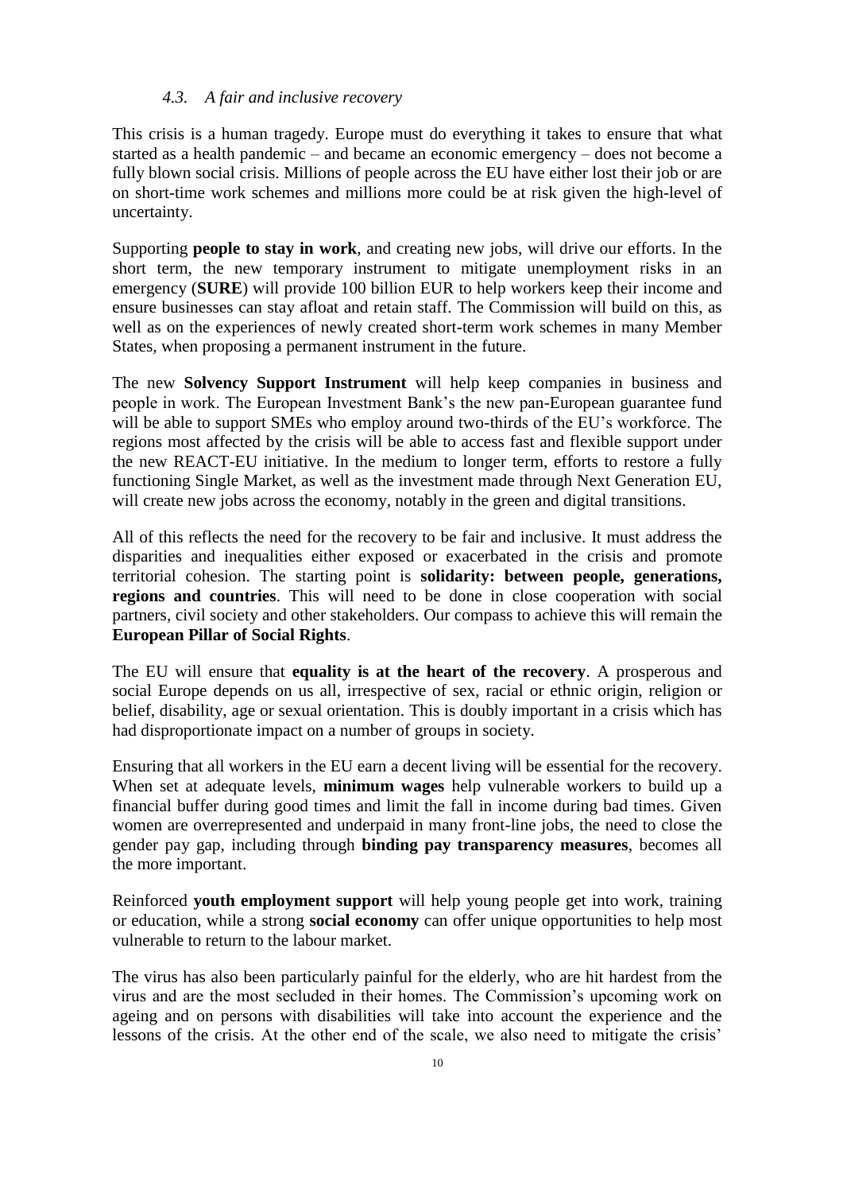### *4.3. A fair and inclusive recovery*

This crisis is a human tragedy. Europe must do everything it takes to ensure that what started as a health pandemic – and became an economic emergency – does not become a fully blown social crisis. Millions of people across the EU have either lost their job or are on short-time work schemes and millions more could be at risk given the high-level of uncertainty.

Supporting **people to stay in work**, and creating new jobs, will drive our efforts. In the short term, the new temporary instrument to mitigate unemployment risks in an emergency (**SURE**) will provide 100 billion EUR to help workers keep their income and ensure businesses can stay afloat and retain staff. The Commission will build on this, as well as on the experiences of newly created short-term work schemes in many Member States, when proposing a permanent instrument in the future.

The new **Solvency Support Instrument** will help keep companies in business and people in work. The European Investment Bank's the new pan-European guarantee fund will be able to support SMEs who employ around two-thirds of the EU's workforce. The regions most affected by the crisis will be able to access fast and flexible support under the new REACT-EU initiative. In the medium to longer term, efforts to restore a fully functioning Single Market, as well as the investment made through Next Generation EU, will create new jobs across the economy, notably in the green and digital transitions.

All of this reflects the need for the recovery to be fair and inclusive. It must address the disparities and inequalities either exposed or exacerbated in the crisis and promote territorial cohesion. The starting point is **solidarity: between people, generations, regions and countries**. This will need to be done in close cooperation with social partners, civil society and other stakeholders. Our compass to achieve this will remain the **European Pillar of Social Rights**.

The EU will ensure that **equality is at the heart of the recovery**. A prosperous and social Europe depends on us all, irrespective of sex, racial or ethnic origin, religion or belief, disability, age or sexual orientation. This is doubly important in a crisis which has had disproportionate impact on a number of groups in society.

Ensuring that all workers in the EU earn a decent living will be essential for the recovery. When set at adequate levels, **minimum wages** help vulnerable workers to build up a financial buffer during good times and limit the fall in income during bad times. Given women are overrepresented and underpaid in many front-line jobs, the need to close the gender pay gap, including through **binding pay transparency measures**, becomes all the more important.

Reinforced **youth employment support** will help young people get into work, training or education, while a strong **social economy** can offer unique opportunities to help most vulnerable to return to the labour market.

The virus has also been particularly painful for the elderly, who are hit hardest from the virus and are the most secluded in their homes. The Commission's upcoming work on ageing and on persons with disabilities will take into account the experience and the lessons of the crisis. At the other end of the scale, we also need to mitigate the crisis'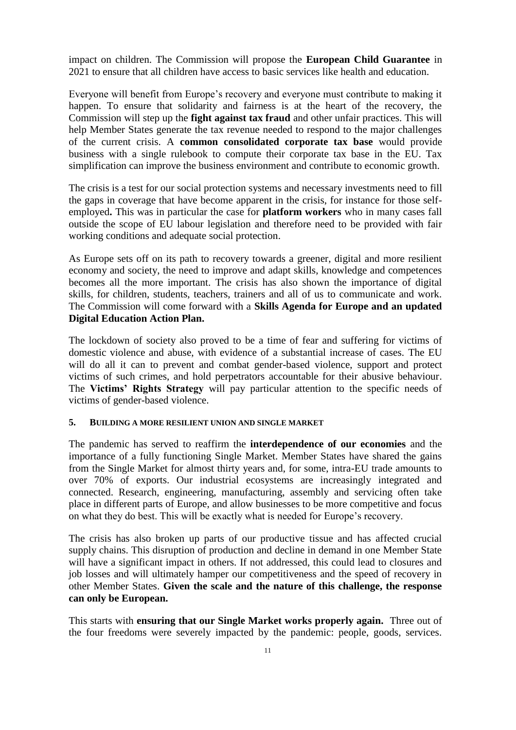impact on children. The Commission will propose the **European Child Guarantee** in 2021 to ensure that all children have access to basic services like health and education.

Everyone will benefit from Europe's recovery and everyone must contribute to making it happen. To ensure that solidarity and fairness is at the heart of the recovery, the Commission will step up the **fight against tax fraud** and other unfair practices. This will help Member States generate the tax revenue needed to respond to the major challenges of the current crisis. A **common consolidated corporate tax base** would provide business with a single rulebook to compute their corporate tax base in the EU. Tax simplification can improve the business environment and contribute to economic growth.

The crisis is a test for our social protection systems and necessary investments need to fill the gaps in coverage that have become apparent in the crisis, for instance for those self-employed**.** This was in particular the case for **platform workers** who in many cases fall outside the scope of EU labour legislation and therefore need to be provided with fair working conditions and adequate social protection.

As Europe sets off on its path to recovery towards a greener, digital and more resilient economy and society, the need to improve and adapt skills, knowledge and competences becomes all the more important. The crisis has also shown the importance of digital skills, for children, students, teachers, trainers and all of us to communicate and work. The Commission will come forward with a **Skills Agenda for Europe and an updated Digital Education Action Plan.**

The lockdown of society also proved to be a time of fear and suffering for victims of domestic violence and abuse, with evidence of a substantial increase of cases. The EU will do all it can to prevent and combat gender-based violence, support and protect victims of such crimes, and hold perpetrators accountable for their abusive behaviour. The **Victims' Rights Strategy** will pay particular attention to the specific needs of victims of gender-based violence.

## 5. BUILDING A MORE RESILIENT UNION AND SINGLE MARKET

The pandemic has served to reaffirm the **interdependence of our economies** and the importance of a fully functioning Single Market. Member States have shared the gains from the Single Market for almost thirty years and, for some, intra-EU trade amounts to over 70% of exports. Our industrial ecosystems are increasingly integrated and connected. Research, engineering, manufacturing, assembly and servicing often take place in different parts of Europe, and allow businesses to be more competitive and focus on what they do best. This will be exactly what is needed for Europe's recovery.

The crisis has also broken up parts of our productive tissue and has affected crucial supply chains. This disruption of production and decline in demand in one Member State will have a significant impact in others. If not addressed, this could lead to closures and job losses and will ultimately hamper our competitiveness and the speed of recovery in other Member States. **Given the scale and the nature of this challenge, the response can only be European.**

This starts with **ensuring that our Single Market works properly again.** Three out of the four freedoms were severely impacted by the pandemic: people, goods, services.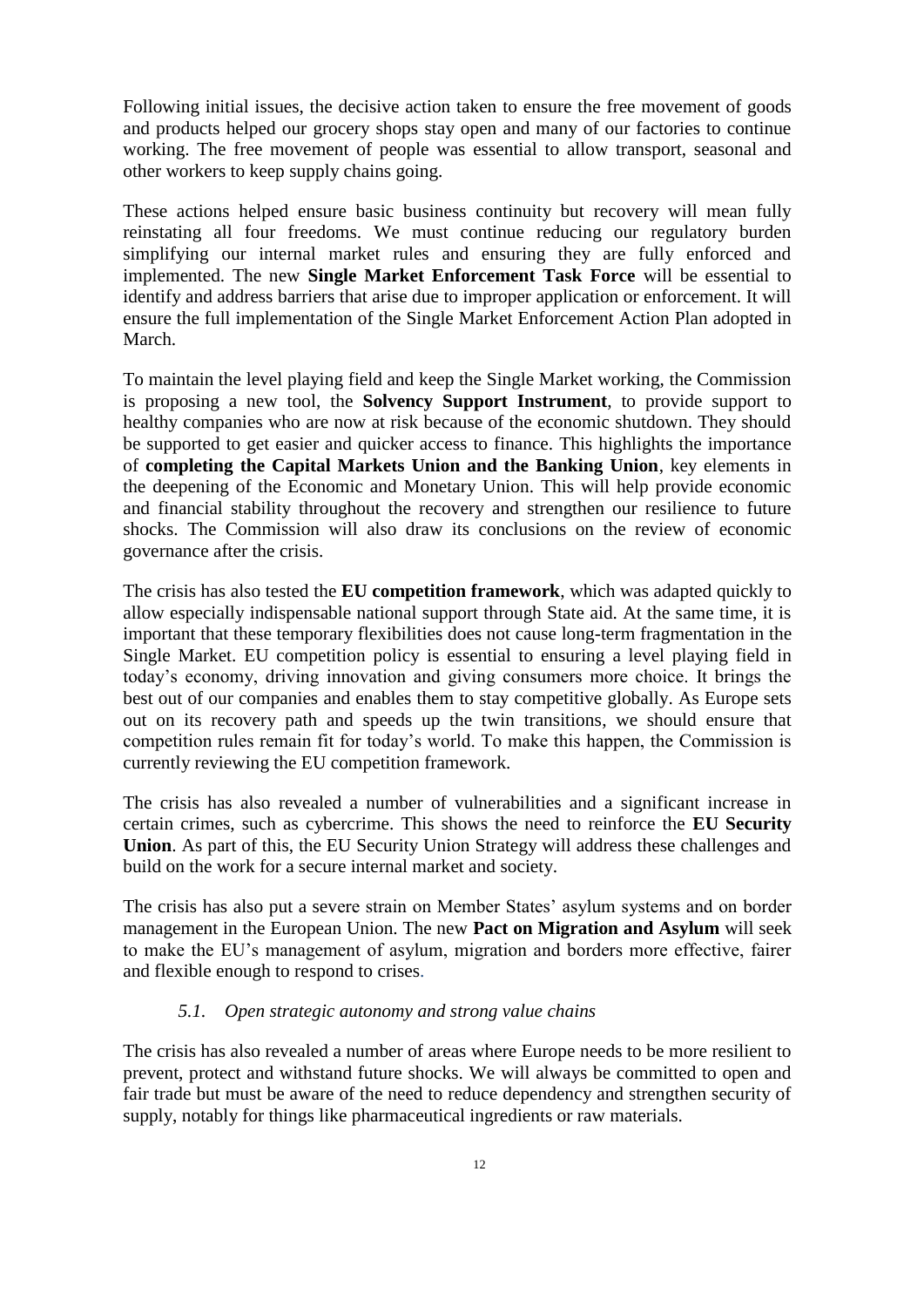Following initial issues, the decisive action taken to ensure the free movement of goods and products helped our grocery shops stay open and many of our factories to continue working. The free movement of people was essential to allow transport, seasonal and other workers to keep supply chains going.

These actions helped ensure basic business continuity but recovery will mean fully reinstating all four freedoms. We must continue reducing our regulatory burden simplifying our internal market rules and ensuring they are fully enforced and implemented. The new **Single Market Enforcement Task Force** will be essential to identify and address barriers that arise due to improper application or enforcement. It will ensure the full implementation of the Single Market Enforcement Action Plan adopted in March.

To maintain the level playing field and keep the Single Market working, the Commission is proposing a new tool, the **Solvency Support Instrument**, to provide support to healthy companies who are now at risk because of the economic shutdown. They should be supported to get easier and quicker access to finance. This highlights the importance of **completing the Capital Markets Union and the Banking Union**, key elements in the deepening of the Economic and Monetary Union. This will help provide economic and financial stability throughout the recovery and strengthen our resilience to future shocks. The Commission will also draw its conclusions on the review of economic governance after the crisis.

The crisis has also tested the **EU competition framework**, which was adapted quickly to allow especially indispensable national support through State aid. At the same time, it is important that these temporary flexibilities does not cause long-term fragmentation in the Single Market. EU competition policy is essential to ensuring a level playing field in today's economy, driving innovation and giving consumers more choice. It brings the best out of our companies and enables them to stay competitive globally. As Europe sets out on its recovery path and speeds up the twin transitions, we should ensure that competition rules remain fit for today's world. To make this happen, the Commission is currently reviewing the EU competition framework.

The crisis has also revealed a number of vulnerabilities and a significant increase in certain crimes, such as cybercrime. This shows the need to reinforce the **EU Security Union**. As part of this, the EU Security Union Strategy will address these challenges and build on the work for a secure internal market and society.

The crisis has also put a severe strain on Member States' asylum systems and on border management in the European Union. The new **Pact on Migration and Asylum** will seek to make the EU's management of asylum, migration and borders more effective, fairer and flexible enough to respond to crises.

### *5.1. Open strategic autonomy and strong value chains*

The crisis has also revealed a number of areas where Europe needs to be more resilient to prevent, protect and withstand future shocks. We will always be committed to open and fair trade but must be aware of the need to reduce dependency and strengthen security of supply, notably for things like pharmaceutical ingredients or raw materials.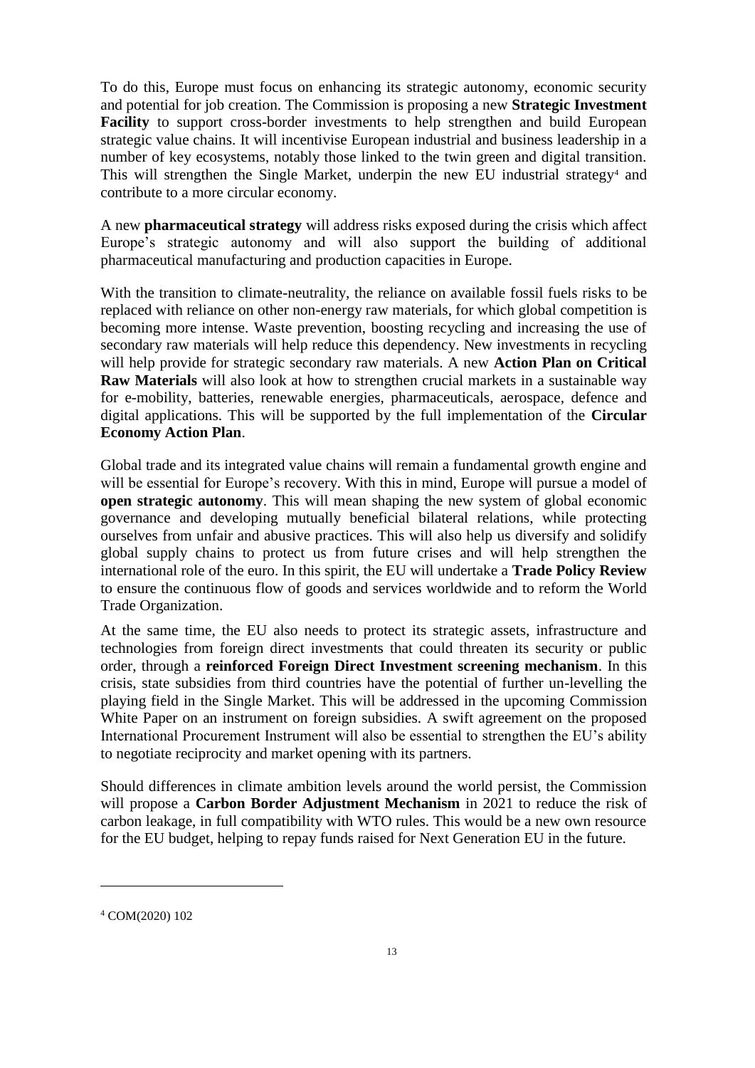To do this, Europe must focus on enhancing its strategic autonomy, economic security and potential for job creation. The Commission is proposing a new **Strategic Investment Facility** to support cross-border investments to help strengthen and build European strategic value chains. It will incentivise European industrial and business leadership in a number of key ecosystems, notably those linked to the twin green and digital transition. This will strengthen the Single Market, underpin the new EU industrial strategy[4] and contribute to a more circular economy.

A new **pharmaceutical strategy** will address risks exposed during the crisis which affect Europe's strategic autonomy and will also support the building of additional pharmaceutical manufacturing and production capacities in Europe.

With the transition to climate-neutrality, the reliance on available fossil fuels risks to be replaced with reliance on other non-energy raw materials, for which global competition is becoming more intense. Waste prevention, boosting recycling and increasing the use of secondary raw materials will help reduce this dependency. New investments in recycling will help provide for strategic secondary raw materials. A new **Action Plan on Critical Raw Materials** will also look at how to strengthen crucial markets in a sustainable way for e-mobility, batteries, renewable energies, pharmaceuticals, aerospace, defence and digital applications. This will be supported by the full implementation of the **Circular Economy Action Plan**.

Global trade and its integrated value chains will remain a fundamental growth engine and will be essential for Europe's recovery. With this in mind, Europe will pursue a model of **open strategic autonomy**. This will mean shaping the new system of global economic governance and developing mutually beneficial bilateral relations, while protecting ourselves from unfair and abusive practices. This will also help us diversify and solidify global supply chains to protect us from future crises and will help strengthen the international role of the euro. In this spirit, the EU will undertake a **Trade Policy Review** to ensure the continuous flow of goods and services worldwide and to reform the World Trade Organization.

At the same time, the EU also needs to protect its strategic assets, infrastructure and technologies from foreign direct investments that could threaten its security or public order, through a **reinforced Foreign Direct Investment screening mechanism**. In this crisis, state subsidies from third countries have the potential of further un-levelling the playing field in the Single Market. This will be addressed in the upcoming Commission White Paper on an instrument on foreign subsidies. A swift agreement on the proposed International Procurement Instrument will also be essential to strengthen the EU's ability to negotiate reciprocity and market opening with its partners.

Should differences in climate ambition levels around the world persist, the Commission will propose a **Carbon Border Adjustment Mechanism** in 2021 to reduce the risk of carbon leakage, in full compatibility with WTO rules. This would be a new own resource for the EU budget, helping to repay funds raised for Next Generation EU in the future.

---

[4] COM(2020) 102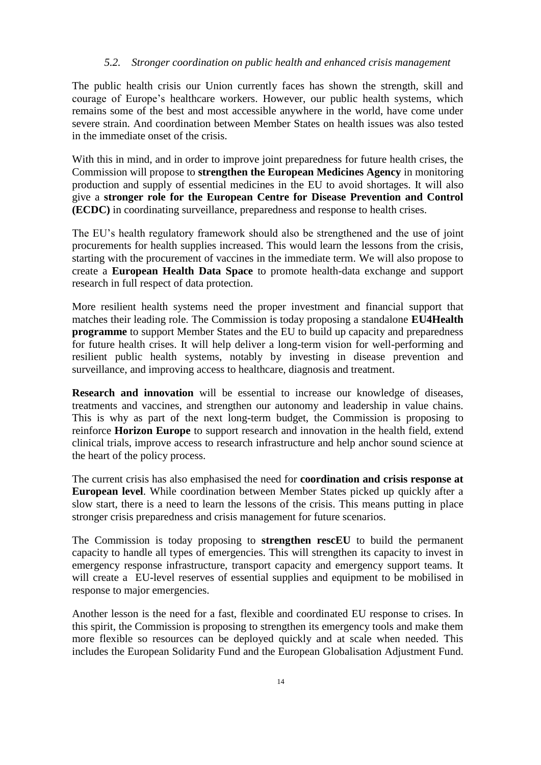### *5.2. Stronger coordination on public health and enhanced crisis management*

The public health crisis our Union currently faces has shown the strength, skill and courage of Europe's healthcare workers. However, our public health systems, which remains some of the best and most accessible anywhere in the world, have come under severe strain. And coordination between Member States on health issues was also tested in the immediate onset of the crisis.

With this in mind, and in order to improve joint preparedness for future health crises, the Commission will propose to **strengthen the European Medicines Agency** in monitoring production and supply of essential medicines in the EU to avoid shortages. It will also give a **stronger role for the European Centre for Disease Prevention and Control (ECDC)** in coordinating surveillance, preparedness and response to health crises.

The EU's health regulatory framework should also be strengthened and the use of joint procurements for health supplies increased. This would learn the lessons from the crisis, starting with the procurement of vaccines in the immediate term. We will also propose to create a **European Health Data Space** to promote health-data exchange and support research in full respect of data protection.

More resilient health systems need the proper investment and financial support that matches their leading role. The Commission is today proposing a standalone **EU4Health programme** to support Member States and the EU to build up capacity and preparedness for future health crises. It will help deliver a long-term vision for well-performing and resilient public health systems, notably by investing in disease prevention and surveillance, and improving access to healthcare, diagnosis and treatment.

**Research and innovation** will be essential to increase our knowledge of diseases, treatments and vaccines, and strengthen our autonomy and leadership in value chains. This is why as part of the next long-term budget, the Commission is proposing to reinforce **Horizon Europe** to support research and innovation in the health field, extend clinical trials, improve access to research infrastructure and help anchor sound science at the heart of the policy process.

The current crisis has also emphasised the need for **coordination and crisis response at European level**. While coordination between Member States picked up quickly after a slow start, there is a need to learn the lessons of the crisis. This means putting in place stronger crisis preparedness and crisis management for future scenarios.

The Commission is today proposing to **strengthen rescEU** to build the permanent capacity to handle all types of emergencies. This will strengthen its capacity to invest in emergency response infrastructure, transport capacity and emergency support teams. It will create a EU-level reserves of essential supplies and equipment to be mobilised in response to major emergencies.

Another lesson is the need for a fast, flexible and coordinated EU response to crises. In this spirit, the Commission is proposing to strengthen its emergency tools and make them more flexible so resources can be deployed quickly and at scale when needed. This includes the European Solidarity Fund and the European Globalisation Adjustment Fund.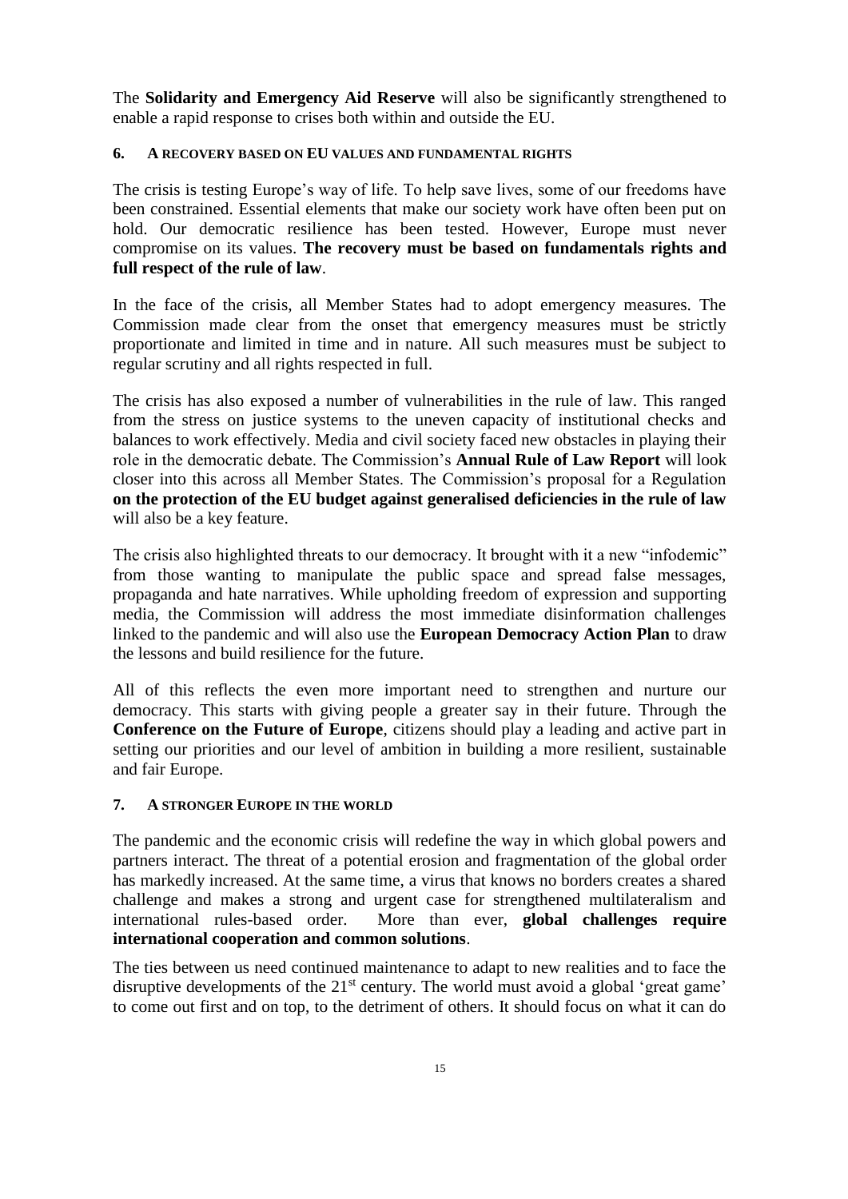The **Solidarity and Emergency Aid Reserve** will also be significantly strengthened to enable a rapid response to crises both within and outside the EU.

## 6. A RECOVERY BASED ON EU VALUES AND FUNDAMENTAL RIGHTS

The crisis is testing Europe's way of life. To help save lives, some of our freedoms have been constrained. Essential elements that make our society work have often been put on hold. Our democratic resilience has been tested. However, Europe must never compromise on its values. **The recovery must be based on fundamentals rights and full respect of the rule of law**.

In the face of the crisis, all Member States had to adopt emergency measures. The Commission made clear from the onset that emergency measures must be strictly proportionate and limited in time and in nature. All such measures must be subject to regular scrutiny and all rights respected in full.

The crisis has also exposed a number of vulnerabilities in the rule of law. This ranged from the stress on justice systems to the uneven capacity of institutional checks and balances to work effectively. Media and civil society faced new obstacles in playing their role in the democratic debate. The Commission's **Annual Rule of Law Report** will look closer into this across all Member States. The Commission's proposal for a Regulation **on the protection of the EU budget against generalised deficiencies in the rule of law** will also be a key feature.

The crisis also highlighted threats to our democracy. It brought with it a new "infodemic" from those wanting to manipulate the public space and spread false messages, propaganda and hate narratives. While upholding freedom of expression and supporting media, the Commission will address the most immediate disinformation challenges linked to the pandemic and will also use the **European Democracy Action Plan** to draw the lessons and build resilience for the future.

All of this reflects the even more important need to strengthen and nurture our democracy. This starts with giving people a greater say in their future. Through the **Conference on the Future of Europe**, citizens should play a leading and active part in setting our priorities and our level of ambition in building a more resilient, sustainable and fair Europe.

## 7. A STRONGER EUROPE IN THE WORLD

The pandemic and the economic crisis will redefine the way in which global powers and partners interact. The threat of a potential erosion and fragmentation of the global order has markedly increased. At the same time, a virus that knows no borders creates a shared challenge and makes a strong and urgent case for strengthened multilateralism and international rules-based order. More than ever, **global challenges require international cooperation and common solutions**.

The ties between us need continued maintenance to adapt to new realities and to face the disruptive developments of the 21st century. The world must avoid a global 'great game' to come out first and on top, to the detriment of others. It should focus on what it can do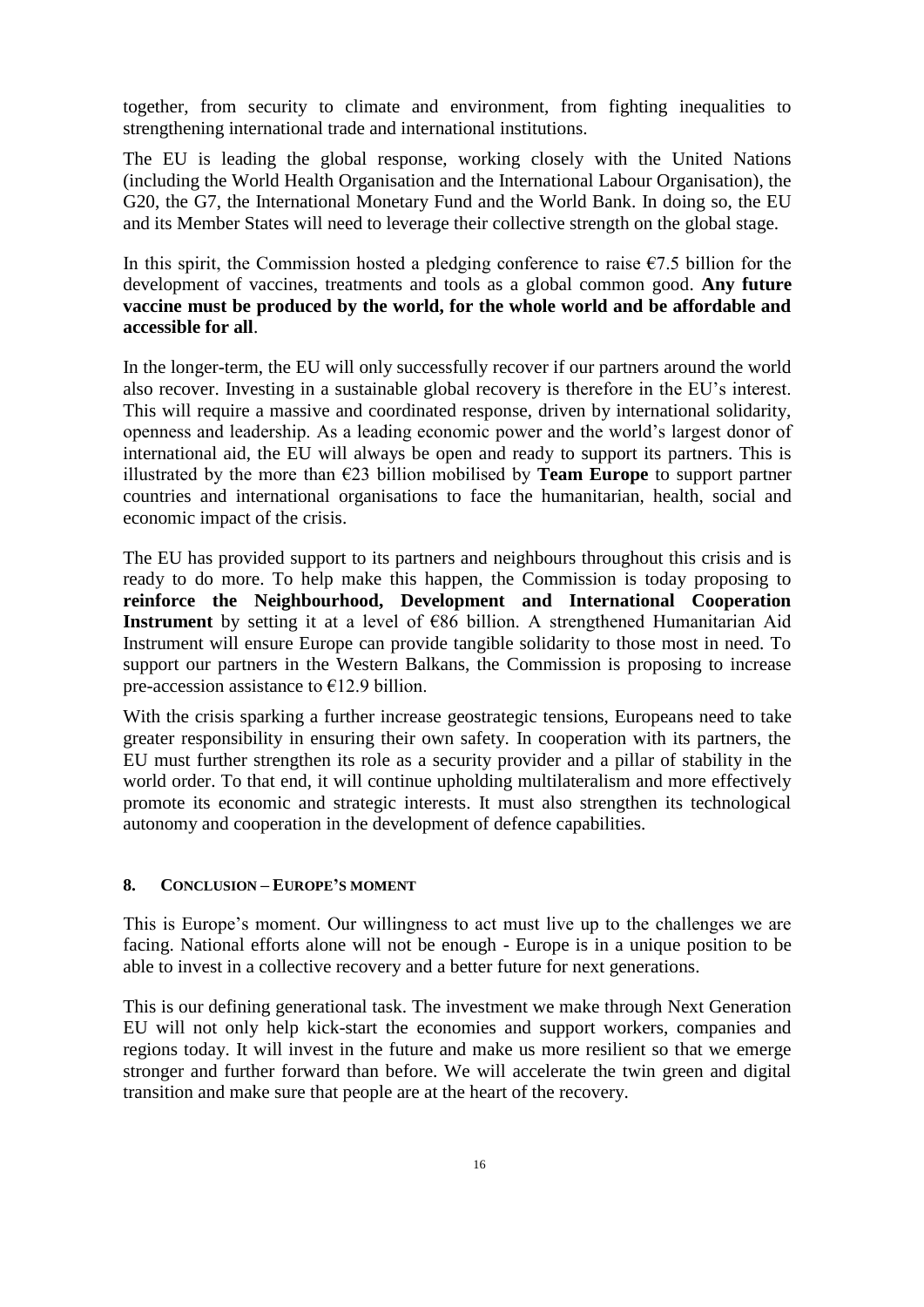together, from security to climate and environment, from fighting inequalities to strengthening international trade and international institutions.

The EU is leading the global response, working closely with the United Nations (including the World Health Organisation and the International Labour Organisation), the G20, the G7, the International Monetary Fund and the World Bank. In doing so, the EU and its Member States will need to leverage their collective strength on the global stage.

In this spirit, the Commission hosted a pledging conference to raise €7.5 billion for the development of vaccines, treatments and tools as a global common good. **Any future vaccine must be produced by the world, for the whole world and be affordable and accessible for all**.

In the longer-term, the EU will only successfully recover if our partners around the world also recover. Investing in a sustainable global recovery is therefore in the EU's interest. This will require a massive and coordinated response, driven by international solidarity, openness and leadership. As a leading economic power and the world's largest donor of international aid, the EU will always be open and ready to support its partners. This is illustrated by the more than €23 billion mobilised by **Team Europe** to support partner countries and international organisations to face the humanitarian, health, social and economic impact of the crisis.

The EU has provided support to its partners and neighbours throughout this crisis and is ready to do more. To help make this happen, the Commission is today proposing to **reinforce the Neighbourhood, Development and International Cooperation Instrument** by setting it at a level of €86 billion. A strengthened Humanitarian Aid Instrument will ensure Europe can provide tangible solidarity to those most in need. To support our partners in the Western Balkans, the Commission is proposing to increase pre-accession assistance to €12.9 billion.

With the crisis sparking a further increase geostrategic tensions, Europeans need to take greater responsibility in ensuring their own safety. In cooperation with its partners, the EU must further strengthen its role as a security provider and a pillar of stability in the world order. To that end, it will continue upholding multilateralism and more effectively promote its economic and strategic interests. It must also strengthen its technological autonomy and cooperation in the development of defence capabilities.

## 8. CONCLUSION – EUROPE'S MOMENT

This is Europe's moment. Our willingness to act must live up to the challenges we are facing. National efforts alone will not be enough - Europe is in a unique position to be able to invest in a collective recovery and a better future for next generations.

This is our defining generational task. The investment we make through Next Generation EU will not only help kick-start the economies and support workers, companies and regions today. It will invest in the future and make us more resilient so that we emerge stronger and further forward than before. We will accelerate the twin green and digital transition and make sure that people are at the heart of the recovery.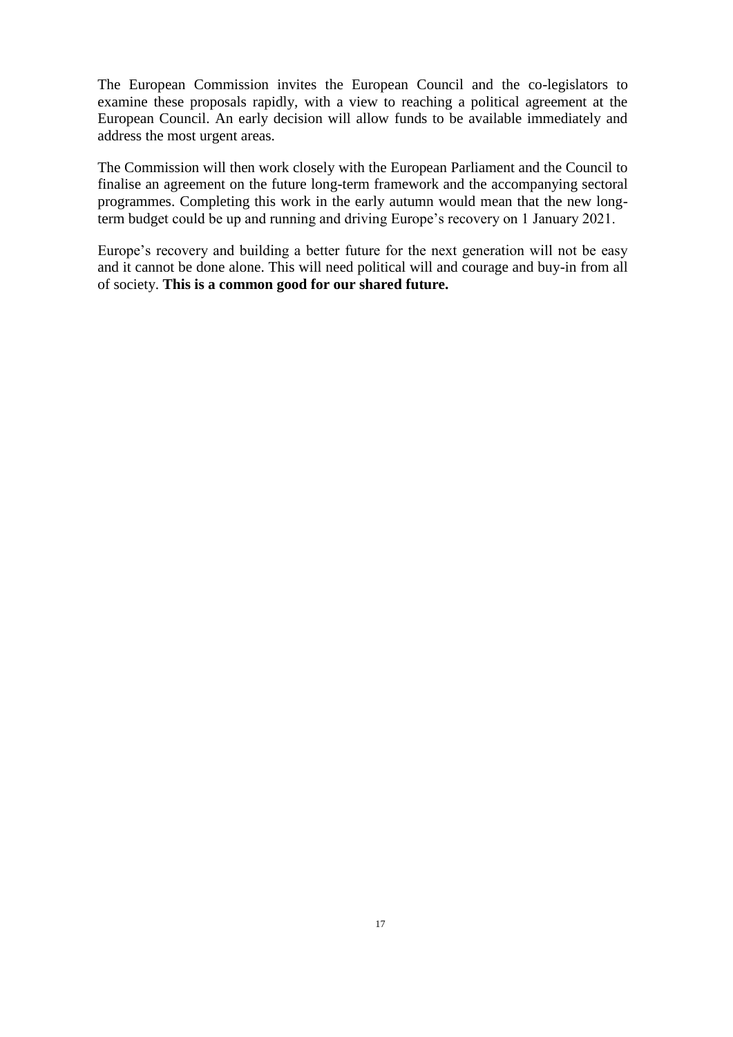The European Commission invites the European Council and the co-legislators to examine these proposals rapidly, with a view to reaching a political agreement at the European Council. An early decision will allow funds to be available immediately and address the most urgent areas.

The Commission will then work closely with the European Parliament and the Council to finalise an agreement on the future long-term framework and the accompanying sectoral programmes. Completing this work in the early autumn would mean that the new long-term budget could be up and running and driving Europe's recovery on 1 January 2021.

Europe's recovery and building a better future for the next generation will not be easy and it cannot be done alone. This will need political will and courage and buy-in from all of society. **This is a common good for our shared future.**